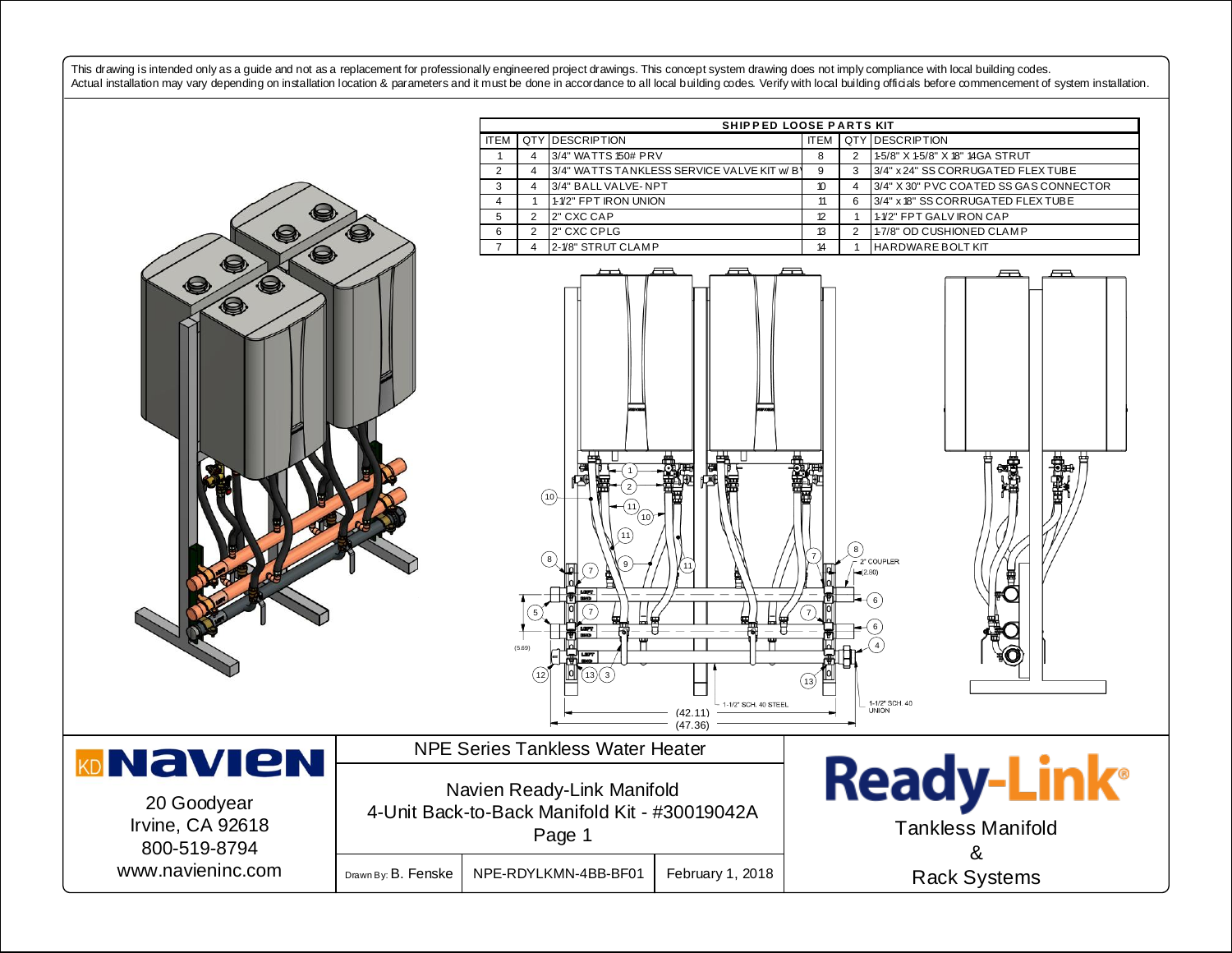This drawing is intended only as a guide and not as a replacement for professionally engineered project drawings. This concept system drawing does not imply compliance with local building codes.
Actual installation may vary depending on installation location & parameters and it must be done in accordance to all local building codes. Verify with local building officials before commencement of system installation.

**SHIPPED LOOSE PARTS KIT**

| ITEM | QTY | DESCRIPTION | ITEM | QTY | DESCRIPTION |
|---|---|---|---|---|---|
| 1 | 4 | 3/4" WATTS 150# PRV | 8 | 2 | 1-5/8" X 1-5/8" X 18" 14GA STRUT |
| 2 | 4 | 3/4" WATTS TANKLESS SERVICE VALVE KIT w/ B | 9 | 3 | 3/4" x 24" SS CORRUGATED FLEX TUBE |
| 3 | 4 | 3/4" BALL VALVE- NPT | 10 | 4 | 3/4" X 30" PVC COATED SS GAS CONNECTOR |
| 4 | 1 | 1-1/2" FPT IRON UNION | 11 | 6 | 3/4" x 18" SS CORRUGATED FLEX TUBE |
| 5 | 2 | 2" CXC CAP | 12 | 1 | 1-1/2" FPT GALV IRON CAP |
| 6 | 2 | 2" CXC CPLG | 13 | 2 | 1-7/8" OD CUSHIONED CLAMP |
| 7 | 4 | 2-1/8" STRUT CLAMP | 14 | 1 | HARDWARE BOLT KIT |

2" COUPLER (2.80)

(5.69)

1-1/2" SCH. 40 STEEL

1-1/2" SCH. 40 UNION

(42.11)
(47.36)

**Navien**

20 Goodyear
Irvine, CA 92618
800-519-8794
www.navieninc.com

NPE Series Tankless Water Heater

Navien Ready-Link Manifold
4-Unit Back-to-Back Manifold Kit - #30019042A
Page 1

| Drawn By: B. Fenske | NPE-RDYLKMN-4BB-BF01 | February 1, 2018 |
|---|---|---|

**Ready-Link®**
Tankless Manifold
&
Rack Systems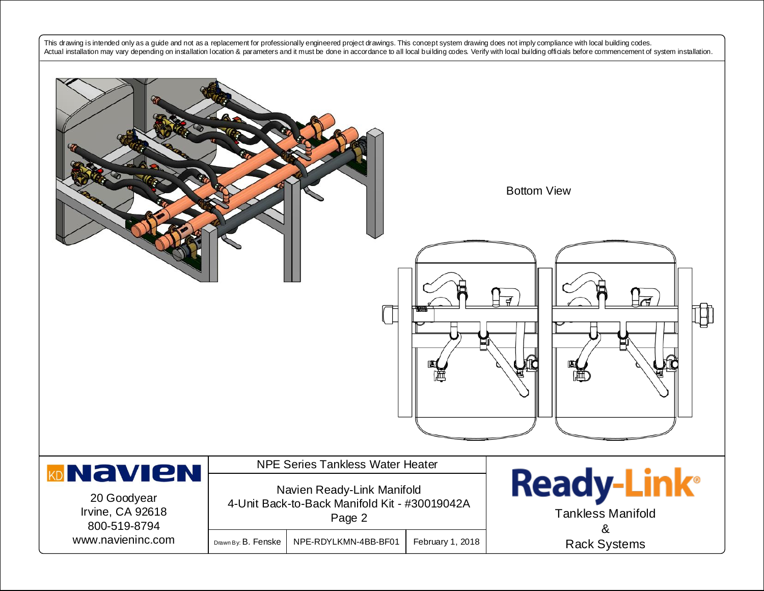This drawing is intended only as a guide and not as a replacement for professionally engineered project drawings. This concept system drawing does not imply compliance with local building codes. Actual installation may vary depending on installation location & parameters and it must be done in accordance to all local building codes. Verify with local building officials before commencement of system installation.

Bottom View

| KD Navien<br>20 Goodyear<br>Irvine, CA 92618<br>800-519-8794<br>www.navieninc.com | NPE Series Tankless Water Heater | | | Ready-Link®<br>Tankless Manifold<br>&<br>Rack Systems |
|---|---|---|---|---|
| | Navien Ready-Link Manifold<br>4-Unit Back-to-Back Manifold Kit - #30019042A<br>Page 2 | | | |
| | Drawn By: B. Fenske | NPE-RDYLKMN-4BB-BF01 | February 1, 2018 | |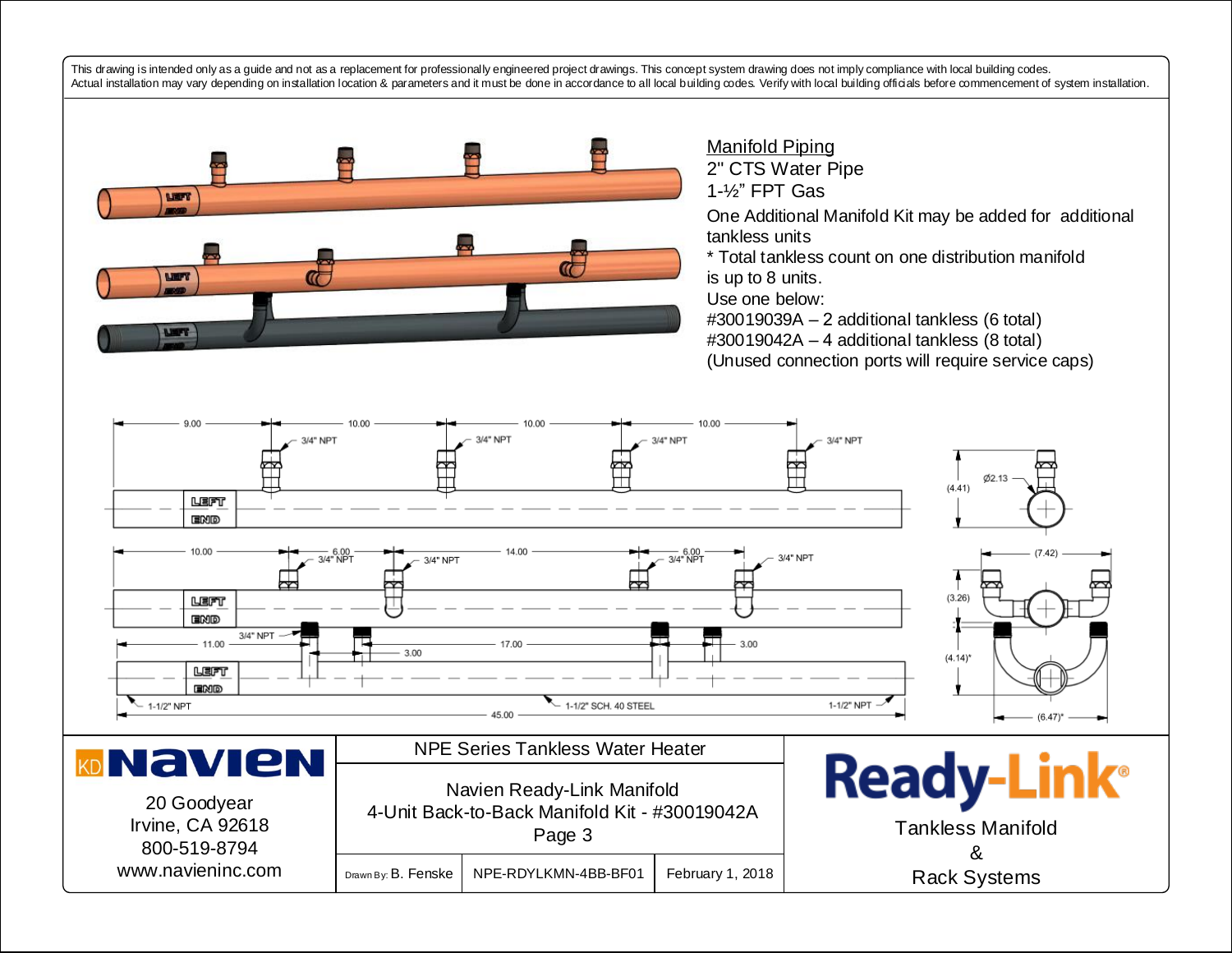This drawing is intended only as a guide and not as a replacement for professionally engineered project drawings. This concept system drawing does not imply compliance with local building codes. Actual installation may vary depending on installation location & parameters and it must be done in accordance to all local building codes. Verify with local building officials before commencement of system installation.

## Manifold Piping

2" CTS Water Pipe
1-½" FPT Gas

One Additional Manifold Kit may be added for additional tankless units
* Total tankless count on one distribution manifold is up to 8 units.
Use one below:
#30019039A – 2 additional tankless (6 total)
#30019042A – 4 additional tankless (8 total)
(Unused connection ports will require service caps)

9.00
10.00
10.00
10.00
3/4" NPT
3/4" NPT
3/4" NPT
3/4" NPT
LEFT END
(4.41)
Ø2.13

10.00
6.00
3/4" NPT
3/4" NPT
14.00
6.00
3/4" NPT
3/4" NPT
LEFT END
(7.42)
(3.26)

3/4" NPT
11.00
3.00
17.00
3.00
LEFT END
(4.14)*
1-1/2" NPT
1-1/2" SCH. 40 STEEL
1-1/2" NPT
45.00
(6.47)*

**Navien**
20 Goodyear
Irvine, CA 92618
800-519-8794
www.navieninc.com

NPE Series Tankless Water Heater

Navien Ready-Link Manifold
4-Unit Back-to-Back Manifold Kit - #30019042A
Page 3

| Drawn By: B. Fenske | NPE-RDYLKMN-4BB-BF01 | February 1, 2018 |
|---|---|---|

**Ready-Link®**
Tankless Manifold
&
Rack Systems